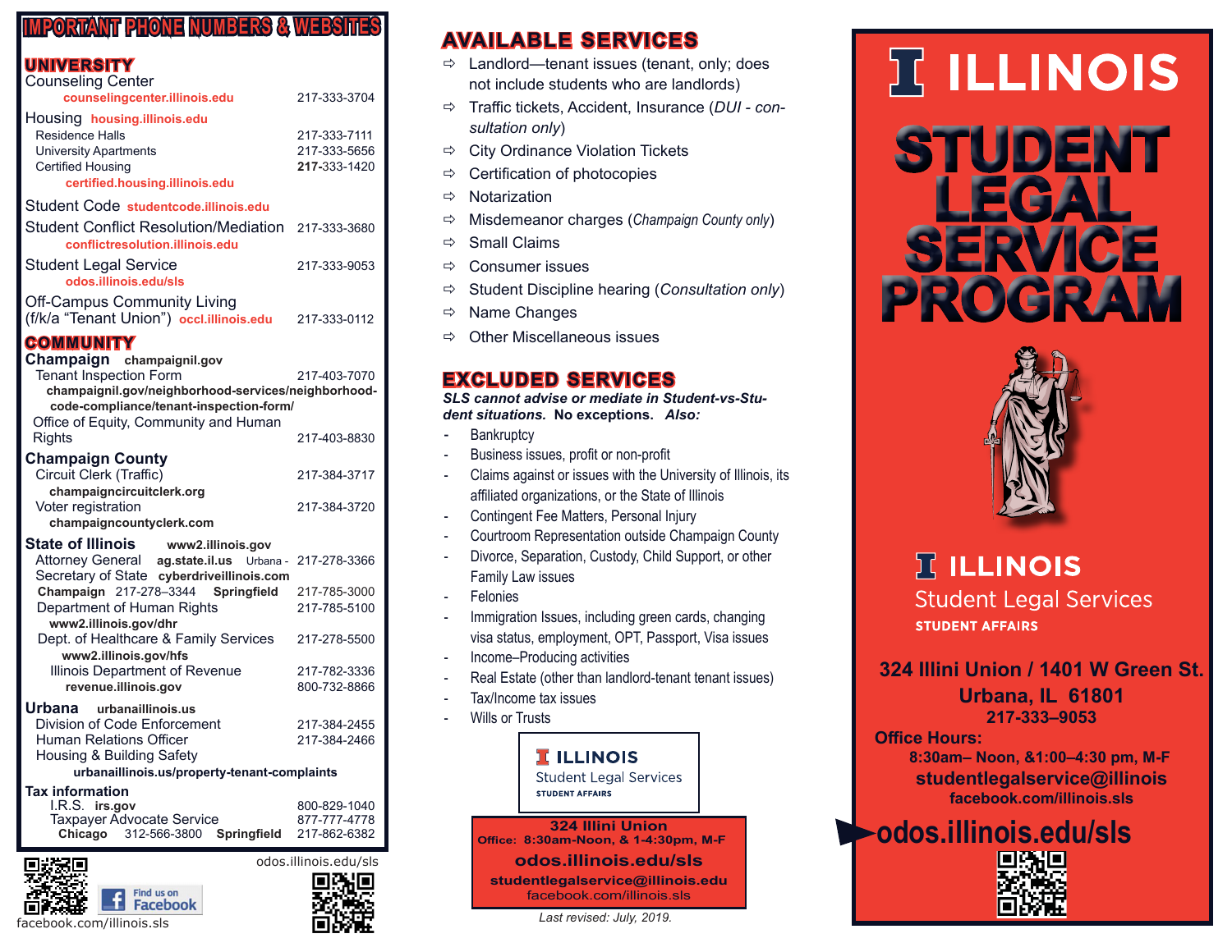# IMPORTANT PHONE NUMBERS & WEBSITES

## UNIVERSITY

Counseling Center
counselingcenter.illinois.edu — 217-333-3704

Housing housing.illinois.edu
- Residence Halls — 217-333-7111
- University Apartments — 217-333-5656
- Certified Housing — 217-333-1420

certified.housing.illinois.edu

Student Code studentcode.illinois.edu

Student Conflict Resolution/Mediation — 217-333-3680
conflictresolution.illinois.edu

Student Legal Service — 217-333-9053
odos.illinois.edu/sls

Off-Campus Community Living (f/k/a "Tenant Union") occl.illinois.edu — 217-333-0112

## COMMUNITY

**Champaign** champaignil.gov
- Tenant Inspection Form — 217-403-7070
  champaignil.gov/neighborhood-services/neighborhood-code-compliance/tenant-inspection-form/
- Office of Equity, Community and Human Rights — 217-403-8830

**Champaign County**
- Circuit Clerk (Traffic) — 217-384-3717
  champaigncircuitclerk.org
- Voter registration — 217-384-3720
  champaigncountyclerk.com

**State of Illinois** www2.illinois.gov
- Attorney General ag.state.il.us Urbana - 217-278-3366
- Secretary of State cyberdriveillinois.com
  Champaign 217-278–3344 Springfield 217-785-3000
- Department of Human Rights — 217-785-5100
  www2.illinois.gov/dhr
- Dept. of Healthcare & Family Services — 217-278-5500
  www2.illinois.gov/hfs
- Illinois Department of Revenue — 217-782-3336, 800-732-8866
  revenue.illinois.gov

**Urbana** urbanaillinois.us
- Division of Code Enforcement — 217-384-2455
- Human Relations Officer — 217-384-2466
- Housing & Building Safety
  urbanaillinois.us/property-tenant-complaints

**Tax information**
- I.R.S. irs.gov — 800-829-1040
- Taxpayer Advocate Service — 877-777-4778
  Chicago 312-566-3800 Springfield 217-862-6382

facebook.com/illinois.sls — Find us on Facebook

odos.illinois.edu/sls

## AVAILABLE SERVICES

- Landlord—tenant issues (tenant, only; does not include students who are landlords)
- Traffic tickets, Accident, Insurance (*DUI - consultation only*)
- City Ordinance Violation Tickets
- Certification of photocopies
- Notarization
- Misdemeanor charges (*Champaign County only*)
- Small Claims
- Consumer issues
- Student Discipline hearing (*Consultation only*)
- Name Changes
- Other Miscellaneous issues

## EXCLUDED SERVICES

***SLS cannot advise or mediate in Student-vs-Student situations.*** **No exceptions.** ***Also:***

- Bankruptcy
- Business issues, profit or non-profit
- Claims against or issues with the University of Illinois, its affiliated organizations, or the State of Illinois
- Contingent Fee Matters, Personal Injury
- Courtroom Representation outside Champaign County
- Divorce, Separation, Custody, Child Support, or other Family Law issues
- Felonies
- Immigration Issues, including green cards, changing visa status, employment, OPT, Passport, Visa issues
- Income–Producing activities
- Real Estate (other than landlord-tenant tenant issues)
- Tax/Income tax issues
- Wills or Trusts

ILLINOIS Student Legal Services STUDENT AFFAIRS

**324 Illini Union**
**Office: 8:30am-Noon, & 1-4:30pm, M-F**
**odos.illinois.edu/sls**
**studentlegalservice@illinois.edu**
facebook.com/illinois.sls

*Last revised: July, 2019.*

# ILLINOIS STUDENT LEGAL SERVICE PROGRAM

ILLINOIS Student Legal Services STUDENT AFFAIRS

**324 Illini Union / 1401 W Green St.**
**Urbana, IL 61801**
**217-333–9053**

**Office Hours:**
**8:30am– Noon, &1:00–4:30 pm, M-F**
**studentlegalservice@illinois**
**facebook.com/illinois.sls**

**odos.illinois.edu/sls**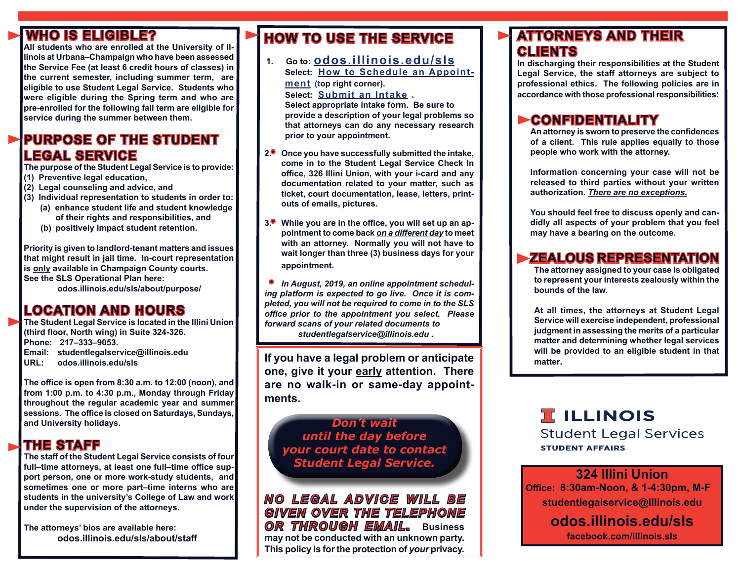## WHO IS ELIGIBLE?

All students who are enrolled at the University of Illinois at Urbana–Champaign who have been assessed the Service Fee (at least 6 credit hours of classes) in the current semester, including summer term, are eligible to use Student Legal Service. Students who were eligible during the Spring term and who are pre-enrolled for the following fall term are eligible for service during the summer between them.

## PURPOSE OF THE STUDENT LEGAL SERVICE

The purpose of the Student Legal Service is to provide:

(1) Preventive legal education,
(2) Legal counseling and advice, and
(3) Individual representation to students in order to:
  - (a) enhance student life and student knowledge of their rights and responsibilities, and
  - (b) positively impact student retention.

Priority is given to landlord-tenant matters and issues that might result in jail time. In-court representation is only available in Champaign County courts.
See the SLS Operational Plan here:
odos.illinois.edu/sls/about/purpose/

## LOCATION AND HOURS

The Student Legal Service is located in the Illini Union (third floor, North wing) in Suite 324-326.
Phone: 217–333–9053.
Email: studentlegalservice@illinois.edu
URL: odos.illinois.edu/sls

The office is open from 8:30 a.m. to 12:00 (noon), and from 1:00 p.m. to 4:30 p.m., Monday through Friday throughout the regular academic year and summer sessions. The office is closed on Saturdays, Sundays, and University holidays.

## THE STAFF

The staff of the Student Legal Service consists of four full–time attorneys, at least one full–time office support person, one or more work-study students, and sometimes one or more part–time interns who are students in the university's College of Law and work under the supervision of the attorneys.

The attorneys' bios are available here:
odos.illinois.edu/sls/about/staff

## HOW TO USE THE SERVICE

1. Go to: **odos.illinois.edu/sls**
   Select: **How to Schedule an Appointment** (top right corner).
   Select: **Submit an Intake** .
   Select appropriate intake form. Be sure to provide a description of your legal problems so that attorneys can do any necessary research prior to your appointment.

2.* Once you have successfully submitted the intake, come in to the Student Legal Service Check In office, 326 Illini Union, with your i-card and any documentation related to your matter, such as ticket, court documentation, lease, letters, printouts of emails, pictures.

3.* While you are in the office, you will set up an appointment to come back *on a different day* to meet with an attorney. Normally you will not have to wait longer than three (3) business days for your appointment.

\* *In August, 2019, an online appointment scheduling platform is expected to go live. Once it is completed, you will not be required to come in to the SLS office prior to the appointment you select. Please forward scans of your related documents to studentlegalservice@illinois.edu .*

**If you have a legal problem or anticipate one, give it your early attention. There are no walk-in or same-day appointments.**

*Don't wait until the day before your court date to contact Student Legal Service.*

***NO LEGAL ADVICE WILL BE GIVEN OVER THE TELEPHONE OR THROUGH EMAIL.*** Business may not be conducted with an unknown party. This policy is for the protection of *your* privacy.

## ATTORNEYS AND THEIR CLIENTS

In discharging their responsibilities at the Student Legal Service, the staff attorneys are subject to professional ethics. The following policies are in accordance with those professional responsibilities:

### CONFIDENTIALITY

An attorney is sworn to preserve the confidences of a client. This rule applies equally to those people who work with the attorney.

Information concerning your case will not be released to third parties without your written authorization. *There are no exceptions.*

You should feel free to discuss openly and candidly all aspects of your problem that you feel may have a bearing on the outcome.

### ZEALOUS REPRESENTATION

The attorney assigned to your case is obligated to represent your interests zealously within the bounds of the law.

At all times, the attorneys at Student Legal Service will exercise independent, professional judgment in assessing the merits of a particular matter and determining whether legal services will be provided to an eligible student in that matter.

ILLINOIS
Student Legal Services
STUDENT AFFAIRS

**324 Illini Union**
**Office: 8:30am-Noon, & 1-4:30pm, M-F**
**studentlegalservice@illinois.edu**
**odos.illinois.edu/sls**
**facebook.com/illinois.sls**